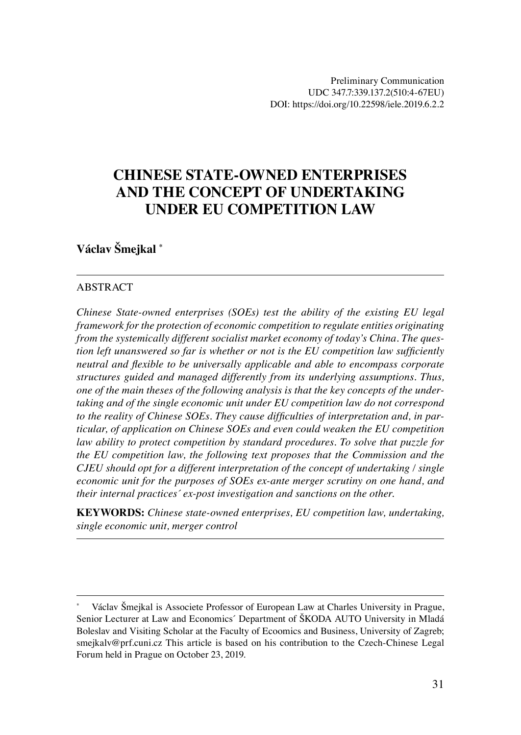Preliminary Communication
UDC 347.7:339.137.2(510:4-67EU)
DOI: https://doi.org/10.22598/iele.2019.6.2.2

# CHINESE STATE-OWNED ENTERPRISES AND THE CONCEPT OF UNDERTAKING UNDER EU COMPETITION LAW

**Václav Šmejkal** *

---

ABSTRACT

*Chinese State-owned enterprises (SOEs) test the ability of the existing EU legal framework for the protection of economic competition to regulate entities originating from the systemically different socialist market economy of today's China. The question left unanswered so far is whether or not is the EU competition law sufficiently neutral and flexible to be universally applicable and able to encompass corporate structures guided and managed differently from its underlying assumptions. Thus, one of the main theses of the following analysis is that the key concepts of the undertaking and of the single economic unit under EU competition law do not correspond to the reality of Chinese SOEs. They cause difficulties of interpretation and, in particular, of application on Chinese SOEs and even could weaken the EU competition law ability to protect competition by standard procedures. To solve that puzzle for the EU competition law, the following text proposes that the Commission and the CJEU should opt for a different interpretation of the concept of undertaking / single economic unit for the purposes of SOEs ex-ante merger scrutiny on one hand, and their internal practices´ ex-post investigation and sanctions on the other.*

**KEYWORDS:** *Chinese state-owned enterprises, EU competition law, undertaking, single economic unit, merger control*

---

\* Václav Šmejkal is Associete Professor of European Law at Charles University in Prague, Senior Lecturer at Law and Economics´ Department of ŠKODA AUTO University in Mladá Boleslav and Visiting Scholar at the Faculty of Ecoomics and Business, University of Zagreb; smejkalv@prf.cuni.cz This article is based on his contribution to the Czech-Chinese Legal Forum held in Prague on October 23, 2019.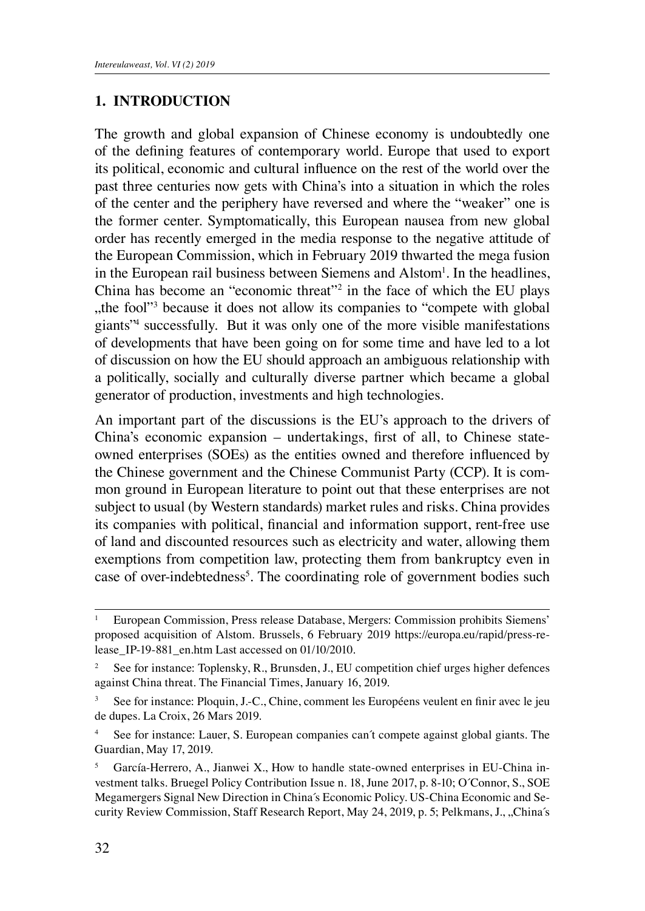## 1. INTRODUCTION

The growth and global expansion of Chinese economy is undoubtedly one of the defining features of contemporary world. Europe that used to export its political, economic and cultural influence on the rest of the world over the past three centuries now gets with China's into a situation in which the roles of the center and the periphery have reversed and where the "weaker" one is the former center. Symptomatically, this European nausea from new global order has recently emerged in the media response to the negative attitude of the European Commission, which in February 2019 thwarted the mega fusion in the European rail business between Siemens and Alstom[1]. In the headlines, China has become an "economic threat"[2] in the face of which the EU plays „the fool"[3] because it does not allow its companies to "compete with global giants"[4] successfully. But it was only one of the more visible manifestations of developments that have been going on for some time and have led to a lot of discussion on how the EU should approach an ambiguous relationship with a politically, socially and culturally diverse partner which became a global generator of production, investments and high technologies.

An important part of the discussions is the EU's approach to the drivers of China's economic expansion – undertakings, first of all, to Chinese state-owned enterprises (SOEs) as the entities owned and therefore influenced by the Chinese government and the Chinese Communist Party (CCP). It is common ground in European literature to point out that these enterprises are not subject to usual (by Western standards) market rules and risks. China provides its companies with political, financial and information support, rent-free use of land and discounted resources such as electricity and water, allowing them exemptions from competition law, protecting them from bankruptcy even in case of over-indebtedness[5]. The coordinating role of government bodies such

---

[1] European Commission, Press release Database, Mergers: Commission prohibits Siemens' proposed acquisition of Alstom. Brussels, 6 February 2019 https://europa.eu/rapid/press-release_IP-19-881_en.htm Last accessed on 01/10/2010.

[2] See for instance: Toplensky, R., Brunsden, J., EU competition chief urges higher defences against China threat. The Financial Times, January 16, 2019.

[3] See for instance: Ploquin, J.-C., Chine, comment les Européens veulent en finir avec le jeu de dupes. La Croix, 26 Mars 2019.

[4] See for instance: Lauer, S. European companies can´t compete against global giants. The Guardian, May 17, 2019.

[5] García-Herrero, A., Jianwei X., How to handle state-owned enterprises in EU-China investment talks. Bruegel Policy Contribution Issue n. 18, June 2017, p. 8-10; O´Connor, S., SOE Megamergers Signal New Direction in China´s Economic Policy. US-China Economic and Security Review Commission, Staff Research Report, May 24, 2019, p. 5; Pelkmans, J., „China´s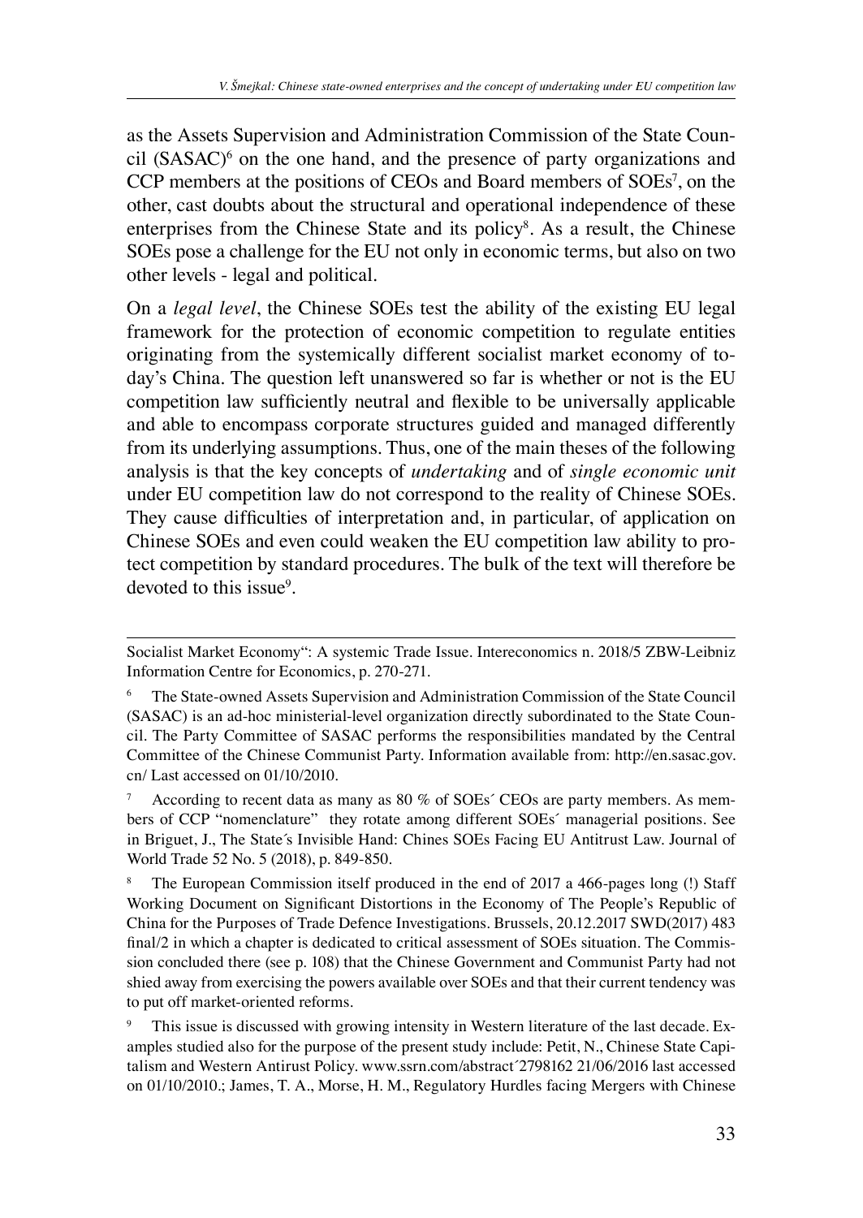as the Assets Supervision and Administration Commission of the State Council (SASAC)[6] on the one hand, and the presence of party organizations and CCP members at the positions of CEOs and Board members of SOEs[7], on the other, cast doubts about the structural and operational independence of these enterprises from the Chinese State and its policy[8]. As a result, the Chinese SOEs pose a challenge for the EU not only in economic terms, but also on two other levels - legal and political.

On a *legal level*, the Chinese SOEs test the ability of the existing EU legal framework for the protection of economic competition to regulate entities originating from the systemically different socialist market economy of today's China. The question left unanswered so far is whether or not is the EU competition law sufficiently neutral and flexible to be universally applicable and able to encompass corporate structures guided and managed differently from its underlying assumptions. Thus, one of the main theses of the following analysis is that the key concepts of *undertaking* and of *single economic unit* under EU competition law do not correspond to the reality of Chinese SOEs. They cause difficulties of interpretation and, in particular, of application on Chinese SOEs and even could weaken the EU competition law ability to protect competition by standard procedures. The bulk of the text will therefore be devoted to this issue[9].

---

Socialist Market Economy": A systemic Trade Issue. Intereconomics n. 2018/5 ZBW-Leibniz Information Centre for Economics, p. 270-271.

[6] The State-owned Assets Supervision and Administration Commission of the State Council (SASAC) is an ad-hoc ministerial-level organization directly subordinated to the State Council. The Party Committee of SASAC performs the responsibilities mandated by the Central Committee of the Chinese Communist Party. Information available from: http://en.sasac.gov.cn/ Last accessed on 01/10/2010.

[7] According to recent data as many as 80 % of SOEs´ CEOs are party members. As members of CCP "nomenclature" they rotate among different SOEs´ managerial positions. See in Briguet, J., The State´s Invisible Hand: Chines SOEs Facing EU Antitrust Law. Journal of World Trade 52 No. 5 (2018), p. 849-850.

[8] The European Commission itself produced in the end of 2017 a 466-pages long (!) Staff Working Document on Significant Distortions in the Economy of The People's Republic of China for the Purposes of Trade Defence Investigations. Brussels, 20.12.2017 SWD(2017) 483 final/2 in which a chapter is dedicated to critical assessment of SOEs situation. The Commission concluded there (see p. 108) that the Chinese Government and Communist Party had not shied away from exercising the powers available over SOEs and that their current tendency was to put off market-oriented reforms.

[9] This issue is discussed with growing intensity in Western literature of the last decade. Examples studied also for the purpose of the present study include: Petit, N., Chinese State Capitalism and Western Antirust Policy. www.ssrn.com/abstract´2798162 21/06/2016 last accessed on 01/10/2010.; James, T. A., Morse, H. M., Regulatory Hurdles facing Mergers with Chinese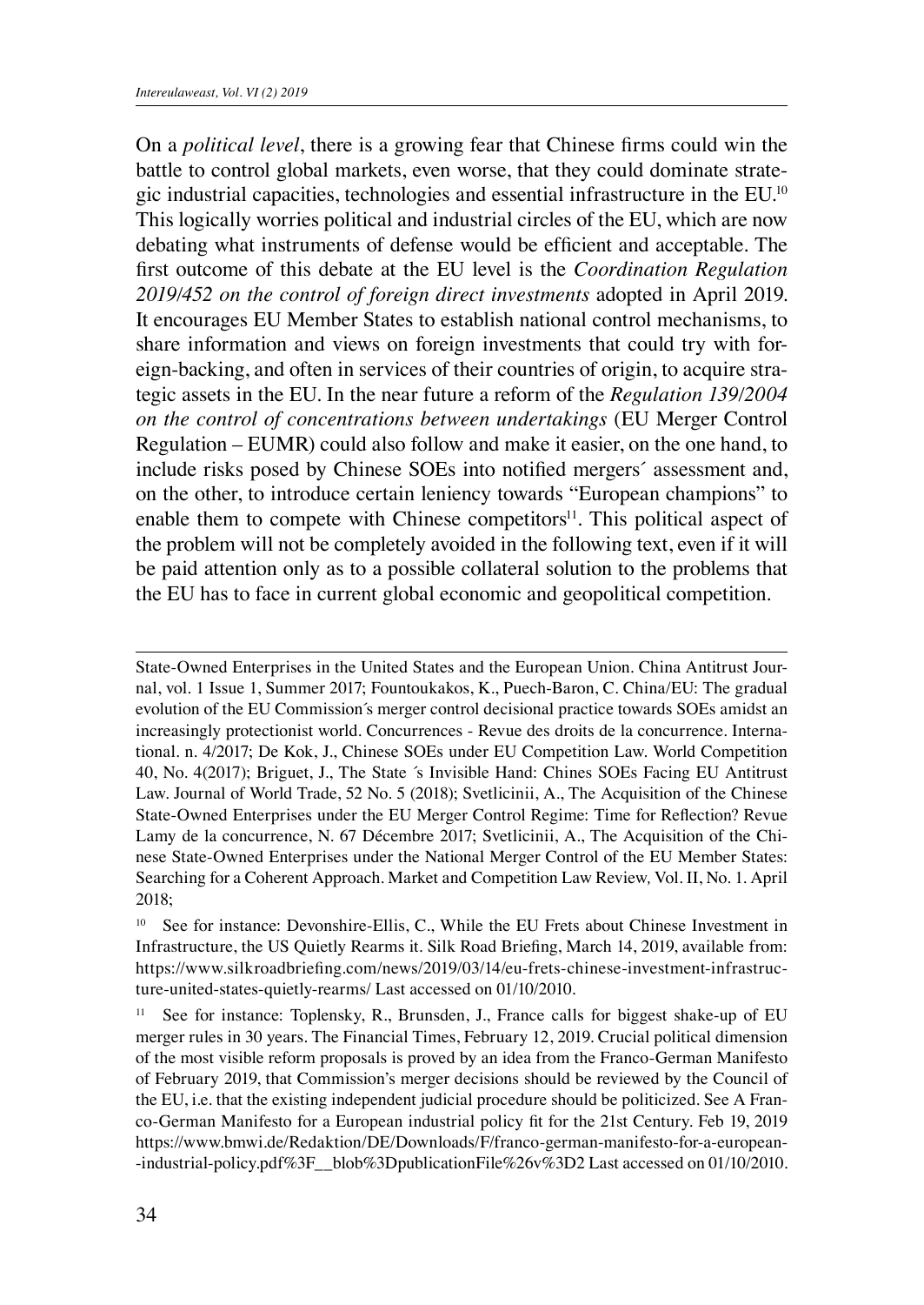On a *political level*, there is a growing fear that Chinese firms could win the battle to control global markets, even worse, that they could dominate strategic industrial capacities, technologies and essential infrastructure in the EU.[10] This logically worries political and industrial circles of the EU, which are now debating what instruments of defense would be efficient and acceptable. The first outcome of this debate at the EU level is the *Coordination Regulation 2019/452 on the control of foreign direct investments* adopted in April 2019. It encourages EU Member States to establish national control mechanisms, to share information and views on foreign investments that could try with foreign-backing, and often in services of their countries of origin, to acquire strategic assets in the EU. In the near future a reform of the *Regulation 139/2004 on the control of concentrations between undertakings* (EU Merger Control Regulation – EUMR) could also follow and make it easier, on the one hand, to include risks posed by Chinese SOEs into notified mergers´ assessment and, on the other, to introduce certain leniency towards "European champions" to enable them to compete with Chinese competitors[11]. This political aspect of the problem will not be completely avoided in the following text, even if it will be paid attention only as to a possible collateral solution to the problems that the EU has to face in current global economic and geopolitical competition.

---

State-Owned Enterprises in the United States and the European Union. China Antitrust Journal, vol. 1 Issue 1, Summer 2017; Fountoukakos, K., Puech-Baron, C. China/EU: The gradual evolution of the EU Commission´s merger control decisional practice towards SOEs amidst an increasingly protectionist world. Concurrences - Revue des droits de la concurrence. International. n. 4/2017; De Kok, J., Chinese SOEs under EU Competition Law. World Competition 40, No. 4(2017); Briguet, J., The State ´s Invisible Hand: Chines SOEs Facing EU Antitrust Law. Journal of World Trade, 52 No. 5 (2018); Svetlicinii, A., The Acquisition of the Chinese State-Owned Enterprises under the EU Merger Control Regime: Time for Reflection? Revue Lamy de la concurrence, N. 67 Décembre 2017; Svetlicinii, A., The Acquisition of the Chinese State-Owned Enterprises under the National Merger Control of the EU Member States: Searching for a Coherent Approach. Market and Competition Law Review, Vol. II, No. 1. April 2018;

[10] See for instance: Devonshire-Ellis, C., While the EU Frets about Chinese Investment in Infrastructure, the US Quietly Rearms it. Silk Road Briefing, March 14, 2019, available from: https://www.silkroadbriefing.com/news/2019/03/14/eu-frets-chinese-investment-infrastructure-united-states-quietly-rearms/ Last accessed on 01/10/2010.

[11] See for instance: Toplensky, R., Brunsden, J., France calls for biggest shake-up of EU merger rules in 30 years. The Financial Times, February 12, 2019. Crucial political dimension of the most visible reform proposals is proved by an idea from the Franco-German Manifesto of February 2019, that Commission's merger decisions should be reviewed by the Council of the EU, i.e. that the existing independent judicial procedure should be politicized. See A Franco-German Manifesto for a European industrial policy fit for the 21st Century. Feb 19, 2019 https://www.bmwi.de/Redaktion/DE/Downloads/F/franco-german-manifesto-for-a-european--industrial-policy.pdf%3F__blob%3DpublicationFile%26v%3D2 Last accessed on 01/10/2010.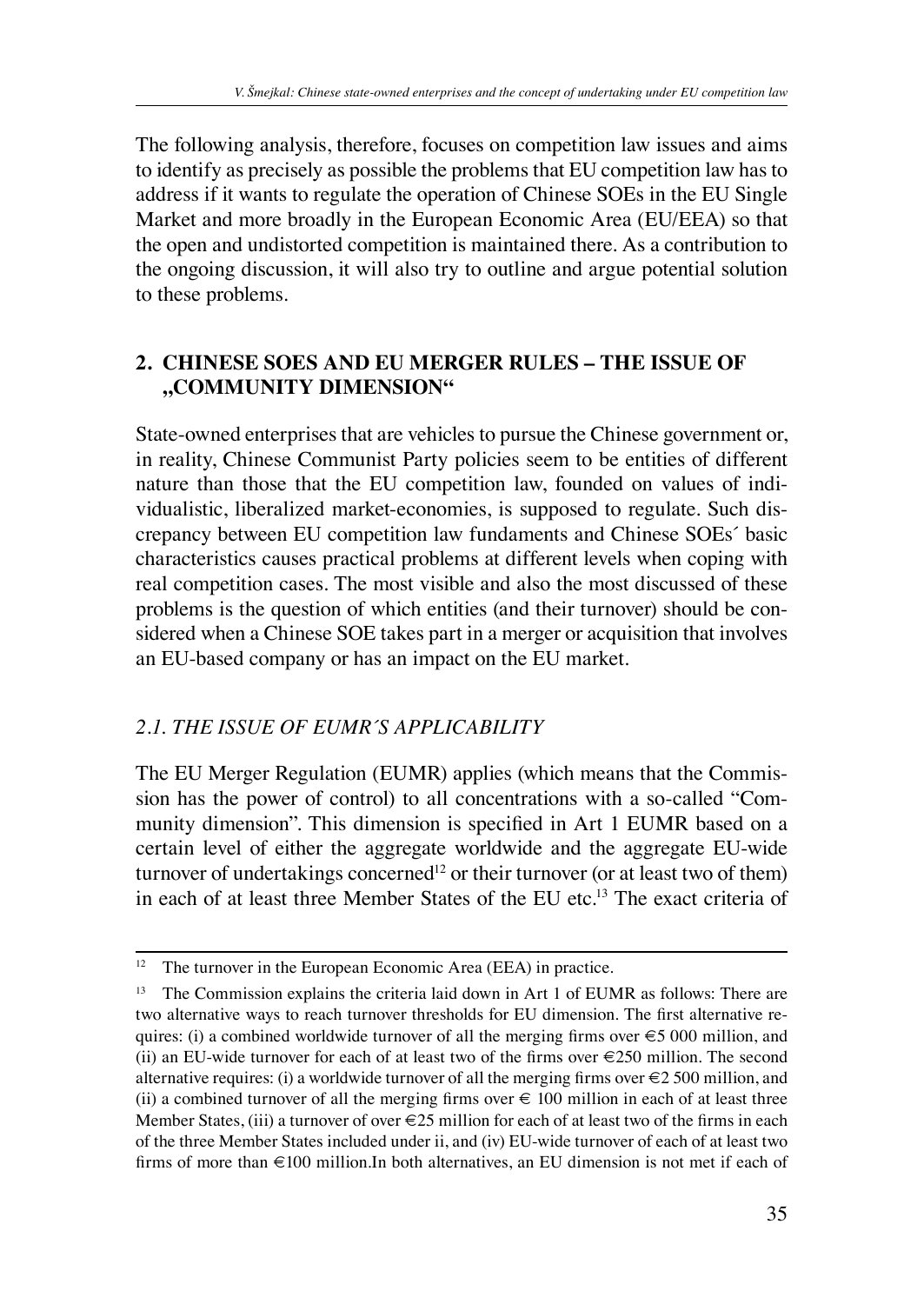The following analysis, therefore, focuses on competition law issues and aims to identify as precisely as possible the problems that EU competition law has to address if it wants to regulate the operation of Chinese SOEs in the EU Single Market and more broadly in the European Economic Area (EU/EEA) so that the open and undistorted competition is maintained there. As a contribution to the ongoing discussion, it will also try to outline and argue potential solution to these problems.

## 2. CHINESE SOES AND EU MERGER RULES – THE ISSUE OF „COMMUNITY DIMENSION“

State-owned enterprises that are vehicles to pursue the Chinese government or, in reality, Chinese Communist Party policies seem to be entities of different nature than those that the EU competition law, founded on values of individualistic, liberalized market-economies, is supposed to regulate. Such discrepancy between EU competition law fundaments and Chinese SOEs´ basic characteristics causes practical problems at different levels when coping with real competition cases. The most visible and also the most discussed of these problems is the question of which entities (and their turnover) should be considered when a Chinese SOE takes part in a merger or acquisition that involves an EU-based company or has an impact on the EU market.

### *2.1. THE ISSUE OF EUMR´S APPLICABILITY*

The EU Merger Regulation (EUMR) applies (which means that the Commission has the power of control) to all concentrations with a so-called "Community dimension". This dimension is specified in Art 1 EUMR based on a certain level of either the aggregate worldwide and the aggregate EU-wide turnover of undertakings concerned[12] or their turnover (or at least two of them) in each of at least three Member States of the EU etc.[13] The exact criteria of

---

[12] The turnover in the European Economic Area (EEA) in practice.

[13] The Commission explains the criteria laid down in Art 1 of EUMR as follows: There are two alternative ways to reach turnover thresholds for EU dimension. The first alternative requires: (i) a combined worldwide turnover of all the merging firms over €5 000 million, and (ii) an EU-wide turnover for each of at least two of the firms over €250 million. The second alternative requires: (i) a worldwide turnover of all the merging firms over €2 500 million, and (ii) a combined turnover of all the merging firms over € 100 million in each of at least three Member States, (iii) a turnover of over €25 million for each of at least two of the firms in each of the three Member States included under ii, and (iv) EU-wide turnover of each of at least two firms of more than €100 million.In both alternatives, an EU dimension is not met if each of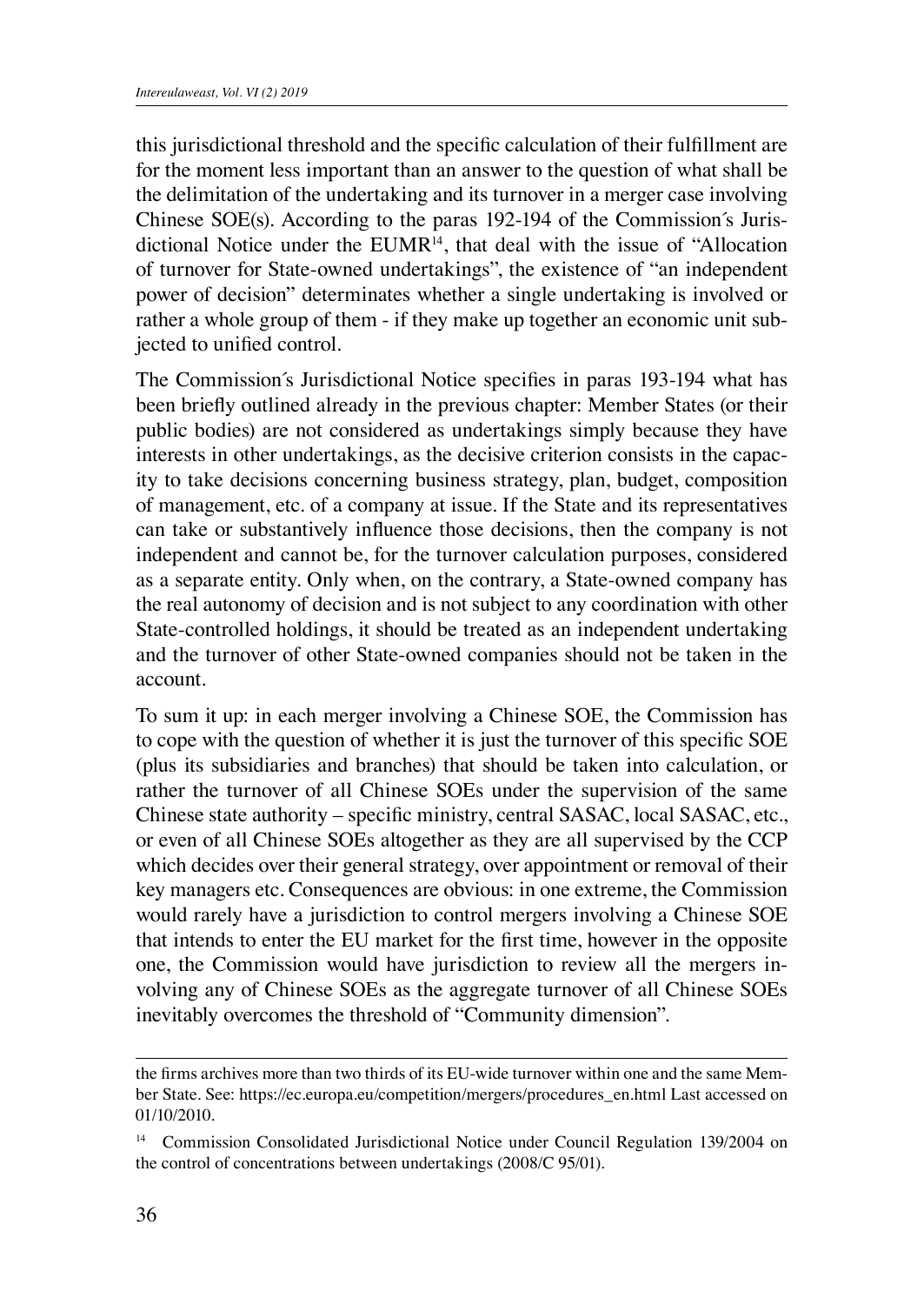this jurisdictional threshold and the specific calculation of their fulfillment are for the moment less important than an answer to the question of what shall be the delimitation of the undertaking and its turnover in a merger case involving Chinese SOE(s). According to the paras 192-194 of the Commission´s Jurisdictional Notice under the EUMR[14], that deal with the issue of "Allocation of turnover for State-owned undertakings", the existence of "an independent power of decision" determinates whether a single undertaking is involved or rather a whole group of them - if they make up together an economic unit subjected to unified control.

The Commission´s Jurisdictional Notice specifies in paras 193-194 what has been briefly outlined already in the previous chapter: Member States (or their public bodies) are not considered as undertakings simply because they have interests in other undertakings, as the decisive criterion consists in the capacity to take decisions concerning business strategy, plan, budget, composition of management, etc. of a company at issue. If the State and its representatives can take or substantively influence those decisions, then the company is not independent and cannot be, for the turnover calculation purposes, considered as a separate entity. Only when, on the contrary, a State-owned company has the real autonomy of decision and is not subject to any coordination with other State-controlled holdings, it should be treated as an independent undertaking and the turnover of other State-owned companies should not be taken in the account.

To sum it up: in each merger involving a Chinese SOE, the Commission has to cope with the question of whether it is just the turnover of this specific SOE (plus its subsidiaries and branches) that should be taken into calculation, or rather the turnover of all Chinese SOEs under the supervision of the same Chinese state authority – specific ministry, central SASAC, local SASAC, etc., or even of all Chinese SOEs altogether as they are all supervised by the CCP which decides over their general strategy, over appointment or removal of their key managers etc. Consequences are obvious: in one extreme, the Commission would rarely have a jurisdiction to control mergers involving a Chinese SOE that intends to enter the EU market for the first time, however in the opposite one, the Commission would have jurisdiction to review all the mergers involving any of Chinese SOEs as the aggregate turnover of all Chinese SOEs inevitably overcomes the threshold of "Community dimension".

---

the firms archives more than two thirds of its EU-wide turnover within one and the same Member State. See: https://ec.europa.eu/competition/mergers/procedures_en.html Last accessed on 01/10/2010.

[14] Commission Consolidated Jurisdictional Notice under Council Regulation 139/2004 on the control of concentrations between undertakings (2008/C 95/01).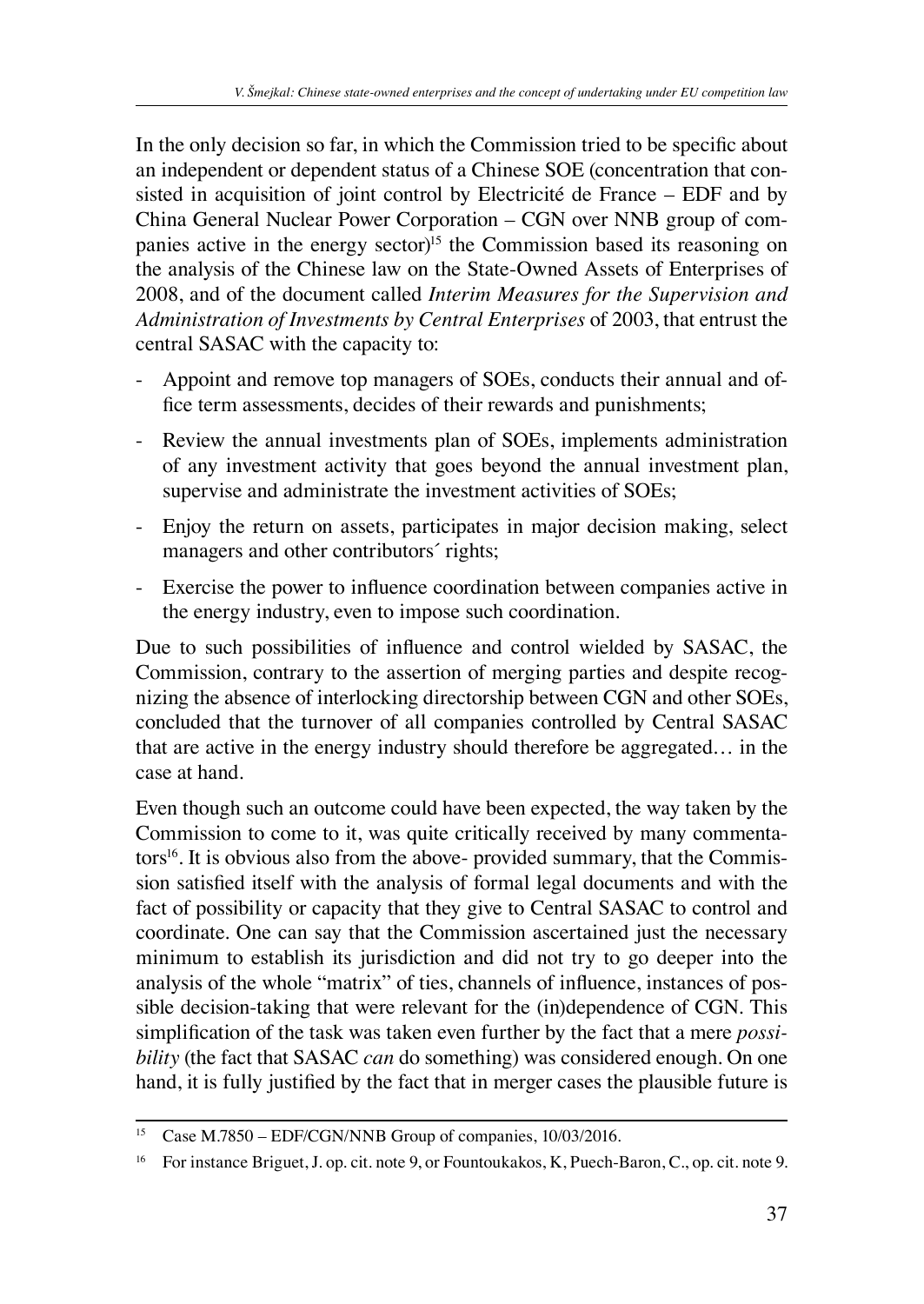In the only decision so far, in which the Commission tried to be specific about an independent or dependent status of a Chinese SOE (concentration that consisted in acquisition of joint control by Electricité de France – EDF and by China General Nuclear Power Corporation – CGN over NNB group of companies active in the energy sector)[15] the Commission based its reasoning on the analysis of the Chinese law on the State-Owned Assets of Enterprises of 2008, and of the document called *Interim Measures for the Supervision and Administration of Investments by Central Enterprises* of 2003, that entrust the central SASAC with the capacity to:

- Appoint and remove top managers of SOEs, conducts their annual and office term assessments, decides of their rewards and punishments;
- Review the annual investments plan of SOEs, implements administration of any investment activity that goes beyond the annual investment plan, supervise and administrate the investment activities of SOEs;
- Enjoy the return on assets, participates in major decision making, select managers and other contributors´ rights;
- Exercise the power to influence coordination between companies active in the energy industry, even to impose such coordination.

Due to such possibilities of influence and control wielded by SASAC, the Commission, contrary to the assertion of merging parties and despite recognizing the absence of interlocking directorship between CGN and other SOEs, concluded that the turnover of all companies controlled by Central SASAC that are active in the energy industry should therefore be aggregated… in the case at hand.

Even though such an outcome could have been expected, the way taken by the Commission to come to it, was quite critically received by many commentators[16]. It is obvious also from the above- provided summary, that the Commission satisfied itself with the analysis of formal legal documents and with the fact of possibility or capacity that they give to Central SASAC to control and coordinate. One can say that the Commission ascertained just the necessary minimum to establish its jurisdiction and did not try to go deeper into the analysis of the whole "matrix" of ties, channels of influence, instances of possible decision-taking that were relevant for the (in)dependence of CGN. This simplification of the task was taken even further by the fact that a mere *possibility* (the fact that SASAC *can* do something) was considered enough. On one hand, it is fully justified by the fact that in merger cases the plausible future is

---

[15] Case M.7850 – EDF/CGN/NNB Group of companies, 10/03/2016.

[16] For instance Briguet, J. op. cit. note 9, or Fountoukakos, K, Puech-Baron, C., op. cit. note 9.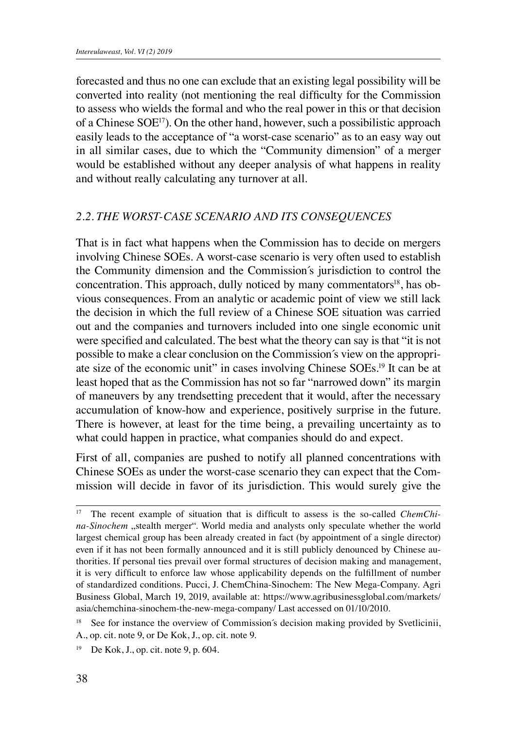forecasted and thus no one can exclude that an existing legal possibility will be converted into reality (not mentioning the real difficulty for the Commission to assess who wields the formal and who the real power in this or that decision of a Chinese SOE[17]). On the other hand, however, such a possibilistic approach easily leads to the acceptance of "a worst-case scenario" as to an easy way out in all similar cases, due to which the "Community dimension" of a merger would be established without any deeper analysis of what happens in reality and without really calculating any turnover at all.

### *2.2. THE WORST-CASE SCENARIO AND ITS CONSEQUENCES*

That is in fact what happens when the Commission has to decide on mergers involving Chinese SOEs. A worst-case scenario is very often used to establish the Community dimension and the Commission´s jurisdiction to control the concentration. This approach, dully noticed by many commentators[18], has obvious consequences. From an analytic or academic point of view we still lack the decision in which the full review of a Chinese SOE situation was carried out and the companies and turnovers included into one single economic unit were specified and calculated. The best what the theory can say is that "it is not possible to make a clear conclusion on the Commission´s view on the appropriate size of the economic unit" in cases involving Chinese SOEs.[19] It can be at least hoped that as the Commission has not so far "narrowed down" its margin of maneuvers by any trendsetting precedent that it would, after the necessary accumulation of know-how and experience, positively surprise in the future. There is however, at least for the time being, a prevailing uncertainty as to what could happen in practice, what companies should do and expect.

First of all, companies are pushed to notify all planned concentrations with Chinese SOEs as under the worst-case scenario they can expect that the Commission will decide in favor of its jurisdiction. This would surely give the

---

[17] The recent example of situation that is difficult to assess is the so-called *ChemChina-Sinochem* „stealth merger". World media and analysts only speculate whether the world largest chemical group has been already created in fact (by appointment of a single director) even if it has not been formally announced and it is still publicly denounced by Chinese authorities. If personal ties prevail over formal structures of decision making and management, it is very difficult to enforce law whose applicability depends on the fulfillment of number of standardized conditions. Pucci, J. ChemChina-Sinochem: The New Mega-Company. Agri Business Global, March 19, 2019, available at: https://www.agribusinessglobal.com/markets/asia/chemchina-sinochem-the-new-mega-company/ Last accessed on 01/10/2010.

[18] See for instance the overview of Commission´s decision making provided by Svetlicinii, A., op. cit. note 9, or De Kok, J., op. cit. note 9.

[19] De Kok, J., op. cit. note 9, p. 604.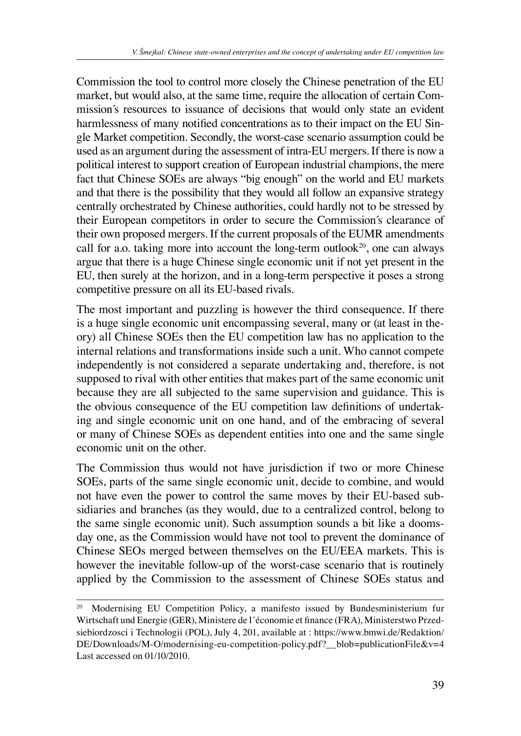Commission the tool to control more closely the Chinese penetration of the EU market, but would also, at the same time, require the allocation of certain Commission´s resources to issuance of decisions that would only state an evident harmlessness of many notified concentrations as to their impact on the EU Single Market competition. Secondly, the worst-case scenario assumption could be used as an argument during the assessment of intra-EU mergers. If there is now a political interest to support creation of European industrial champions, the mere fact that Chinese SOEs are always "big enough" on the world and EU markets and that there is the possibility that they would all follow an expansive strategy centrally orchestrated by Chinese authorities, could hardly not to be stressed by their European competitors in order to secure the Commission´s clearance of their own proposed mergers. If the current proposals of the EUMR amendments call for a.o. taking more into account the long-term outlook[20], one can always argue that there is a huge Chinese single economic unit if not yet present in the EU, then surely at the horizon, and in a long-term perspective it poses a strong competitive pressure on all its EU-based rivals.

The most important and puzzling is however the third consequence. If there is a huge single economic unit encompassing several, many or (at least in theory) all Chinese SOEs then the EU competition law has no application to the internal relations and transformations inside such a unit. Who cannot compete independently is not considered a separate undertaking and, therefore, is not supposed to rival with other entities that makes part of the same economic unit because they are all subjected to the same supervision and guidance. This is the obvious consequence of the EU competition law definitions of undertaking and single economic unit on one hand, and of the embracing of several or many of Chinese SOEs as dependent entities into one and the same single economic unit on the other.

The Commission thus would not have jurisdiction if two or more Chinese SOEs, parts of the same single economic unit, decide to combine, and would not have even the power to control the same moves by their EU-based subsidiaries and branches (as they would, due to a centralized control, belong to the same single economic unit). Such assumption sounds a bit like a doomsday one, as the Commission would have not tool to prevent the dominance of Chinese SEOs merged between themselves on the EU/EEA markets. This is however the inevitable follow-up of the worst-case scenario that is routinely applied by the Commission to the assessment of Chinese SOEs status and

---

[20] Modernising EU Competition Policy, a manifesto issued by Bundesministerium fur Wirtschaft und Energie (GER), Ministere de l´économie et finance (FRA), Ministerstwo Przedsiebiordzosci i Technologii (POL), July 4, 201, available at : https://www.bmwi.de/Redaktion/DE/Downloads/M-O/modernising-eu-competition-policy.pdf?__blob=publicationFile&v=4 Last accessed on 01/10/2010.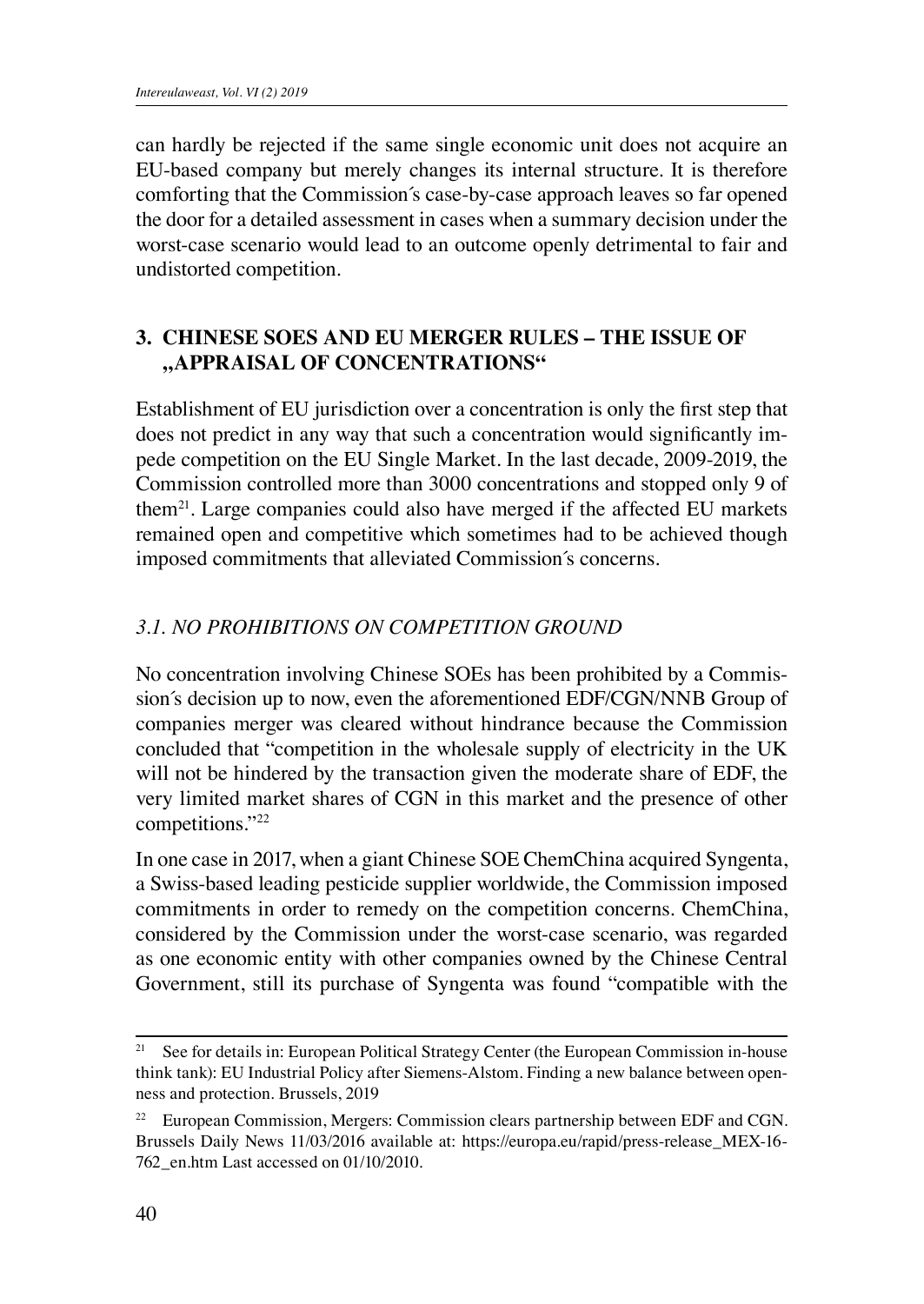can hardly be rejected if the same single economic unit does not acquire an EU-based company but merely changes its internal structure. It is therefore comforting that the Commission´s case-by-case approach leaves so far opened the door for a detailed assessment in cases when a summary decision under the worst-case scenario would lead to an outcome openly detrimental to fair and undistorted competition.

## 3. CHINESE SOES AND EU MERGER RULES – THE ISSUE OF „APPRAISAL OF CONCENTRATIONS"

Establishment of EU jurisdiction over a concentration is only the first step that does not predict in any way that such a concentration would significantly impede competition on the EU Single Market. In the last decade, 2009-2019, the Commission controlled more than 3000 concentrations and stopped only 9 of them[21]. Large companies could also have merged if the affected EU markets remained open and competitive which sometimes had to be achieved though imposed commitments that alleviated Commission´s concerns.

### *3.1. NO PROHIBITIONS ON COMPETITION GROUND*

No concentration involving Chinese SOEs has been prohibited by a Commission´s decision up to now, even the aforementioned EDF/CGN/NNB Group of companies merger was cleared without hindrance because the Commission concluded that "competition in the wholesale supply of electricity in the UK will not be hindered by the transaction given the moderate share of EDF, the very limited market shares of CGN in this market and the presence of other competitions."[22]

In one case in 2017, when a giant Chinese SOE ChemChina acquired Syngenta, a Swiss-based leading pesticide supplier worldwide, the Commission imposed commitments in order to remedy on the competition concerns. ChemChina, considered by the Commission under the worst-case scenario, was regarded as one economic entity with other companies owned by the Chinese Central Government, still its purchase of Syngenta was found "compatible with the

---

[21] See for details in: European Political Strategy Center (the European Commission in-house think tank): EU Industrial Policy after Siemens-Alstom. Finding a new balance between openness and protection. Brussels, 2019

[22] European Commission, Mergers: Commission clears partnership between EDF and CGN. Brussels Daily News 11/03/2016 available at: https://europa.eu/rapid/press-release_MEX-16-762_en.htm Last accessed on 01/10/2010.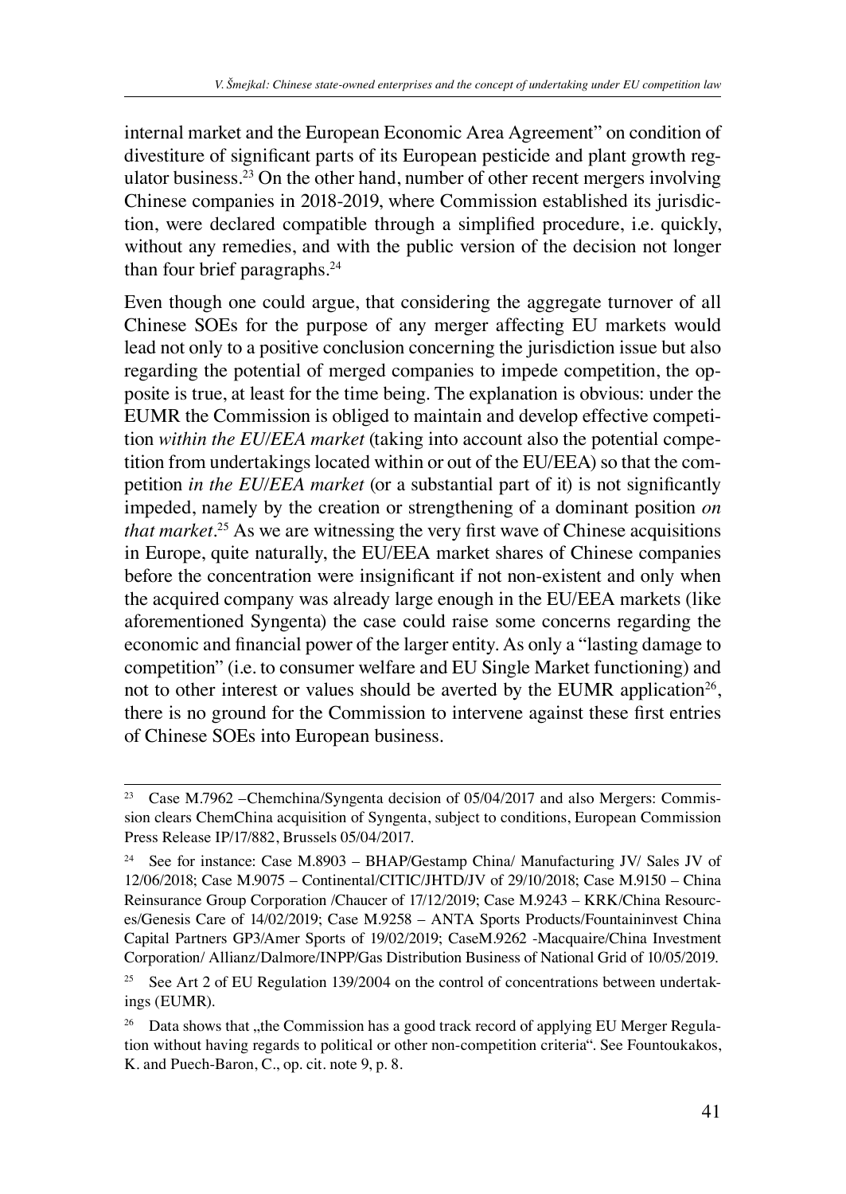internal market and the European Economic Area Agreement" on condition of divestiture of significant parts of its European pesticide and plant growth regulator business.[23] On the other hand, number of other recent mergers involving Chinese companies in 2018-2019, where Commission established its jurisdiction, were declared compatible through a simplified procedure, i.e. quickly, without any remedies, and with the public version of the decision not longer than four brief paragraphs.[24]

Even though one could argue, that considering the aggregate turnover of all Chinese SOEs for the purpose of any merger affecting EU markets would lead not only to a positive conclusion concerning the jurisdiction issue but also regarding the potential of merged companies to impede competition, the opposite is true, at least for the time being. The explanation is obvious: under the EUMR the Commission is obliged to maintain and develop effective competition *within the EU/EEA market* (taking into account also the potential competition from undertakings located within or out of the EU/EEA) so that the competition *in the EU/EEA market* (or a substantial part of it) is not significantly impeded, namely by the creation or strengthening of a dominant position *on that market*.[25] As we are witnessing the very first wave of Chinese acquisitions in Europe, quite naturally, the EU/EEA market shares of Chinese companies before the concentration were insignificant if not non-existent and only when the acquired company was already large enough in the EU/EEA markets (like aforementioned Syngenta) the case could raise some concerns regarding the economic and financial power of the larger entity. As only a "lasting damage to competition" (i.e. to consumer welfare and EU Single Market functioning) and not to other interest or values should be averted by the EUMR application[26], there is no ground for the Commission to intervene against these first entries of Chinese SOEs into European business.

---

[23] Case M.7962 –Chemchina/Syngenta decision of 05/04/2017 and also Mergers: Commission clears ChemChina acquisition of Syngenta, subject to conditions, European Commission Press Release IP/17/882, Brussels 05/04/2017.

[24] See for instance: Case M.8903 – BHAP/Gestamp China/ Manufacturing JV/ Sales JV of 12/06/2018; Case M.9075 – Continental/CITIC/JHTD/JV of 29/10/2018; Case M.9150 – China Reinsurance Group Corporation /Chaucer of 17/12/2019; Case M.9243 – KRK/China Resources/Genesis Care of 14/02/2019; Case M.9258 – ANTA Sports Products/Fountaininvest China Capital Partners GP3/Amer Sports of 19/02/2019; CaseM.9262 -Macquaire/China Investment Corporation/ Allianz/Dalmore/INPP/Gas Distribution Business of National Grid of 10/05/2019.

[25] See Art 2 of EU Regulation 139/2004 on the control of concentrations between undertakings (EUMR).

[26] Data shows that „the Commission has a good track record of applying EU Merger Regulation without having regards to political or other non-competition criteria". See Fountoukakos, K. and Puech-Baron, C., op. cit. note 9, p. 8.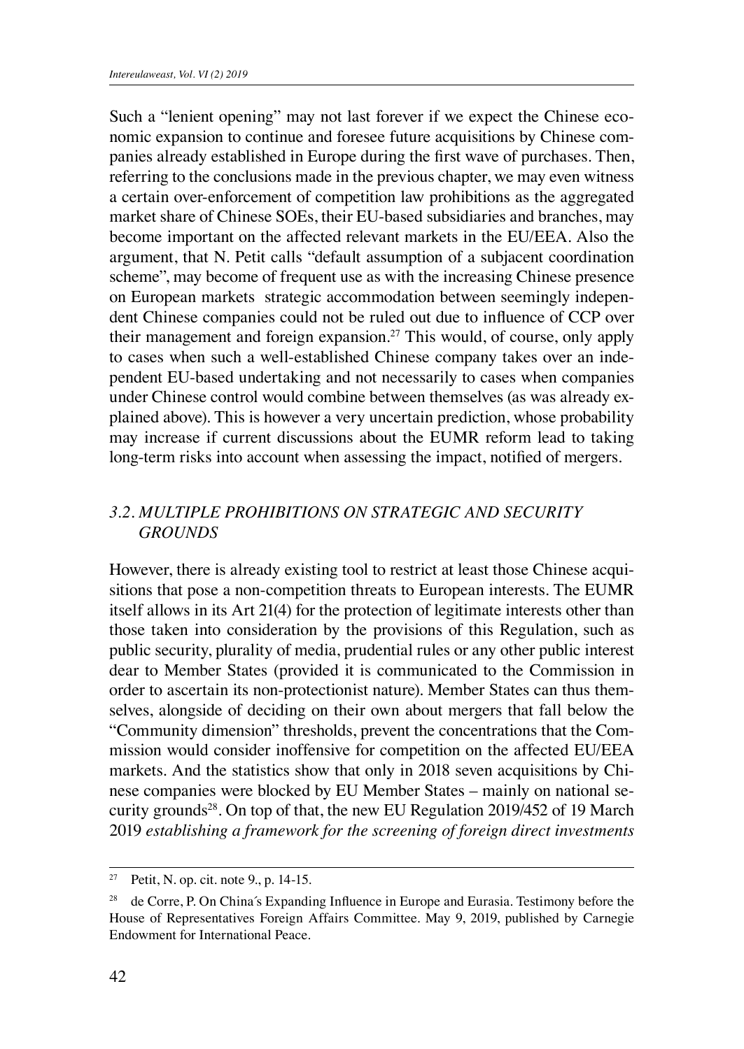Such a "lenient opening" may not last forever if we expect the Chinese economic expansion to continue and foresee future acquisitions by Chinese companies already established in Europe during the first wave of purchases. Then, referring to the conclusions made in the previous chapter, we may even witness a certain over-enforcement of competition law prohibitions as the aggregated market share of Chinese SOEs, their EU-based subsidiaries and branches, may become important on the affected relevant markets in the EU/EEA. Also the argument, that N. Petit calls "default assumption of a subjacent coordination scheme", may become of frequent use as with the increasing Chinese presence on European markets strategic accommodation between seemingly independent Chinese companies could not be ruled out due to influence of CCP over their management and foreign expansion.[27] This would, of course, only apply to cases when such a well-established Chinese company takes over an independent EU-based undertaking and not necessarily to cases when companies under Chinese control would combine between themselves (as was already explained above). This is however a very uncertain prediction, whose probability may increase if current discussions about the EUMR reform lead to taking long-term risks into account when assessing the impact, notified of mergers.

### *3.2. MULTIPLE PROHIBITIONS ON STRATEGIC AND SECURITY GROUNDS*

However, there is already existing tool to restrict at least those Chinese acquisitions that pose a non-competition threats to European interests. The EUMR itself allows in its Art 21(4) for the protection of legitimate interests other than those taken into consideration by the provisions of this Regulation, such as public security, plurality of media, prudential rules or any other public interest dear to Member States (provided it is communicated to the Commission in order to ascertain its non-protectionist nature). Member States can thus themselves, alongside of deciding on their own about mergers that fall below the "Community dimension" thresholds, prevent the concentrations that the Commission would consider inoffensive for competition on the affected EU/EEA markets. And the statistics show that only in 2018 seven acquisitions by Chinese companies were blocked by EU Member States – mainly on national security grounds[28]. On top of that, the new EU Regulation 2019/452 of 19 March 2019 *establishing a framework for the screening of foreign direct investments*

---

[27] Petit, N. op. cit. note 9., p. 14-15.

[28] de Corre, P. On China´s Expanding Influence in Europe and Eurasia. Testimony before the House of Representatives Foreign Affairs Committee. May 9, 2019, published by Carnegie Endowment for International Peace.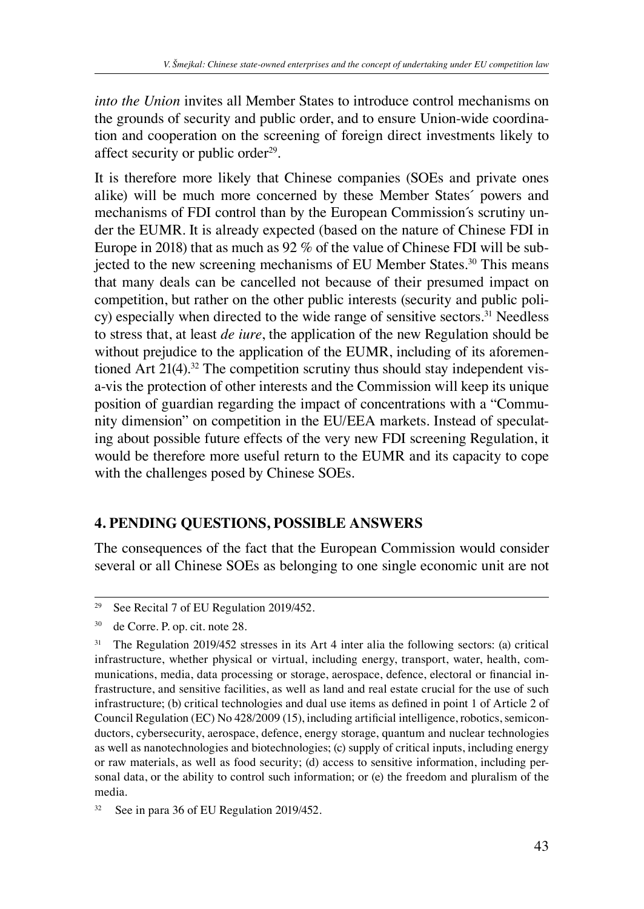*into the Union* invites all Member States to introduce control mechanisms on the grounds of security and public order, and to ensure Union-wide coordination and cooperation on the screening of foreign direct investments likely to affect security or public order[29].

It is therefore more likely that Chinese companies (SOEs and private ones alike) will be much more concerned by these Member States´ powers and mechanisms of FDI control than by the European Commission´s scrutiny under the EUMR. It is already expected (based on the nature of Chinese FDI in Europe in 2018) that as much as 92 % of the value of Chinese FDI will be subjected to the new screening mechanisms of EU Member States.[30] This means that many deals can be cancelled not because of their presumed impact on competition, but rather on the other public interests (security and public policy) especially when directed to the wide range of sensitive sectors.[31] Needless to stress that, at least *de iure*, the application of the new Regulation should be without prejudice to the application of the EUMR, including of its aforementioned Art 21(4).[32] The competition scrutiny thus should stay independent vis-a-vis the protection of other interests and the Commission will keep its unique position of guardian regarding the impact of concentrations with a "Community dimension" on competition in the EU/EEA markets. Instead of speculating about possible future effects of the very new FDI screening Regulation, it would be therefore more useful return to the EUMR and its capacity to cope with the challenges posed by Chinese SOEs.

## 4. PENDING QUESTIONS, POSSIBLE ANSWERS

The consequences of the fact that the European Commission would consider several or all Chinese SOEs as belonging to one single economic unit are not

---

[29] See Recital 7 of EU Regulation 2019/452.

[30] de Corre. P. op. cit. note 28.

[31] The Regulation 2019/452 stresses in its Art 4 inter alia the following sectors: (a) critical infrastructure, whether physical or virtual, including energy, transport, water, health, communications, media, data processing or storage, aerospace, defence, electoral or financial infrastructure, and sensitive facilities, as well as land and real estate crucial for the use of such infrastructure; (b) critical technologies and dual use items as defined in point 1 of Article 2 of Council Regulation (EC) No 428/2009 (15), including artificial intelligence, robotics, semiconductors, cybersecurity, aerospace, defence, energy storage, quantum and nuclear technologies as well as nanotechnologies and biotechnologies; (c) supply of critical inputs, including energy or raw materials, as well as food security; (d) access to sensitive information, including personal data, or the ability to control such information; or (e) the freedom and pluralism of the media.

[32] See in para 36 of EU Regulation 2019/452.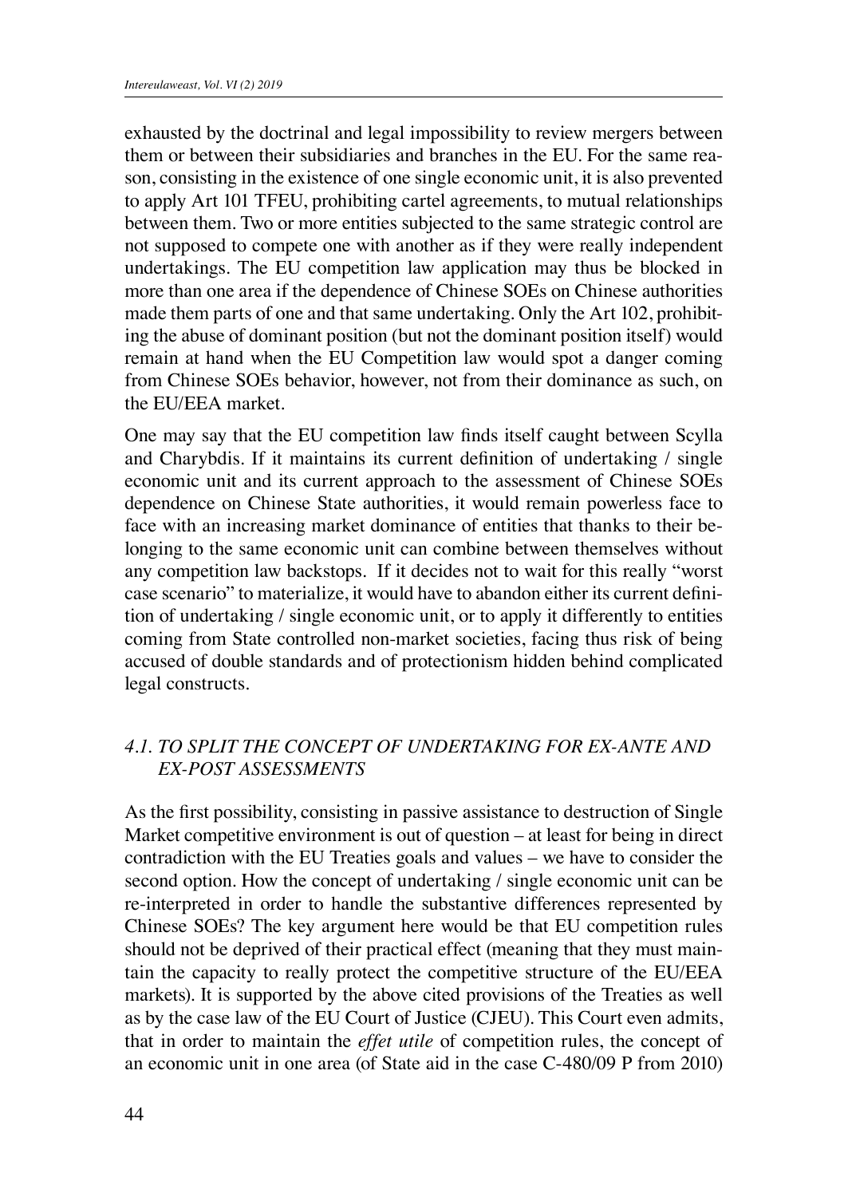exhausted by the doctrinal and legal impossibility to review mergers between them or between their subsidiaries and branches in the EU. For the same reason, consisting in the existence of one single economic unit, it is also prevented to apply Art 101 TFEU, prohibiting cartel agreements, to mutual relationships between them. Two or more entities subjected to the same strategic control are not supposed to compete one with another as if they were really independent undertakings. The EU competition law application may thus be blocked in more than one area if the dependence of Chinese SOEs on Chinese authorities made them parts of one and that same undertaking. Only the Art 102, prohibiting the abuse of dominant position (but not the dominant position itself) would remain at hand when the EU Competition law would spot a danger coming from Chinese SOEs behavior, however, not from their dominance as such, on the EU/EEA market.

One may say that the EU competition law finds itself caught between Scylla and Charybdis. If it maintains its current definition of undertaking / single economic unit and its current approach to the assessment of Chinese SOEs dependence on Chinese State authorities, it would remain powerless face to face with an increasing market dominance of entities that thanks to their belonging to the same economic unit can combine between themselves without any competition law backstops. If it decides not to wait for this really "worst case scenario" to materialize, it would have to abandon either its current definition of undertaking / single economic unit, or to apply it differently to entities coming from State controlled non-market societies, facing thus risk of being accused of double standards and of protectionism hidden behind complicated legal constructs.

### *4.1. TO SPLIT THE CONCEPT OF UNDERTAKING FOR EX-ANTE AND EX-POST ASSESSMENTS*

As the first possibility, consisting in passive assistance to destruction of Single Market competitive environment is out of question – at least for being in direct contradiction with the EU Treaties goals and values – we have to consider the second option. How the concept of undertaking / single economic unit can be re-interpreted in order to handle the substantive differences represented by Chinese SOEs? The key argument here would be that EU competition rules should not be deprived of their practical effect (meaning that they must maintain the capacity to really protect the competitive structure of the EU/EEA markets). It is supported by the above cited provisions of the Treaties as well as by the case law of the EU Court of Justice (CJEU). This Court even admits, that in order to maintain the *effet utile* of competition rules, the concept of an economic unit in one area (of State aid in the case C-480/09 P from 2010)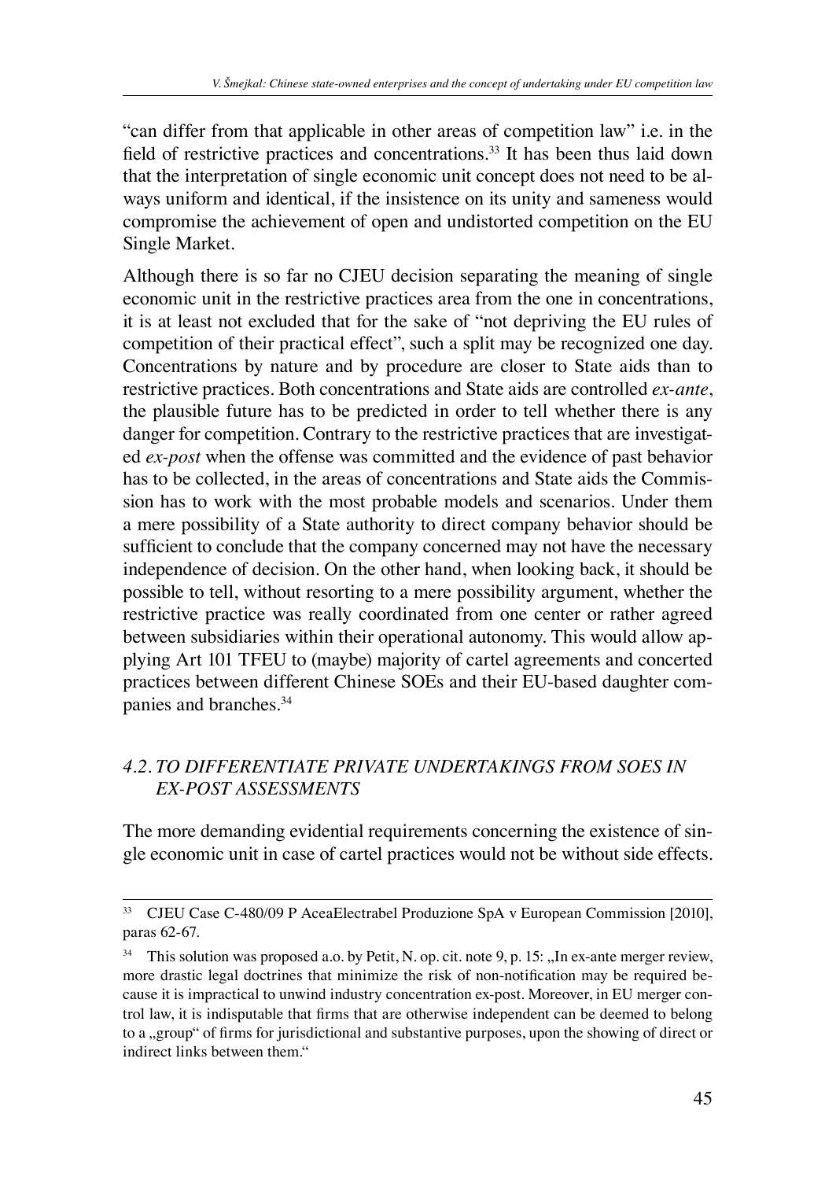"can differ from that applicable in other areas of competition law" i.e. in the field of restrictive practices and concentrations.[33] It has been thus laid down that the interpretation of single economic unit concept does not need to be always uniform and identical, if the insistence on its unity and sameness would compromise the achievement of open and undistorted competition on the EU Single Market.

Although there is so far no CJEU decision separating the meaning of single economic unit in the restrictive practices area from the one in concentrations, it is at least not excluded that for the sake of "not depriving the EU rules of competition of their practical effect", such a split may be recognized one day. Concentrations by nature and by procedure are closer to State aids than to restrictive practices. Both concentrations and State aids are controlled *ex-ante*, the plausible future has to be predicted in order to tell whether there is any danger for competition. Contrary to the restrictive practices that are investigated *ex-post* when the offense was committed and the evidence of past behavior has to be collected, in the areas of concentrations and State aids the Commission has to work with the most probable models and scenarios. Under them a mere possibility of a State authority to direct company behavior should be sufficient to conclude that the company concerned may not have the necessary independence of decision. On the other hand, when looking back, it should be possible to tell, without resorting to a mere possibility argument, whether the restrictive practice was really coordinated from one center or rather agreed between subsidiaries within their operational autonomy. This would allow applying Art 101 TFEU to (maybe) majority of cartel agreements and concerted practices between different Chinese SOEs and their EU-based daughter companies and branches.[34]

### *4.2. TO DIFFERENTIATE PRIVATE UNDERTAKINGS FROM SOES IN EX-POST ASSESSMENTS*

The more demanding evidential requirements concerning the existence of single economic unit in case of cartel practices would not be without side effects.

---

[33] CJEU Case C-480/09 P AceaElectrabel Produzione SpA v European Commission [2010], paras 62-67.

[34] This solution was proposed a.o. by Petit, N. op. cit. note 9, p. 15: „In ex-ante merger review, more drastic legal doctrines that minimize the risk of non-notification may be required because it is impractical to unwind industry concentration ex-post. Moreover, in EU merger control law, it is indisputable that firms that are otherwise independent can be deemed to belong to a „group" of firms for jurisdictional and substantive purposes, upon the showing of direct or indirect links between them."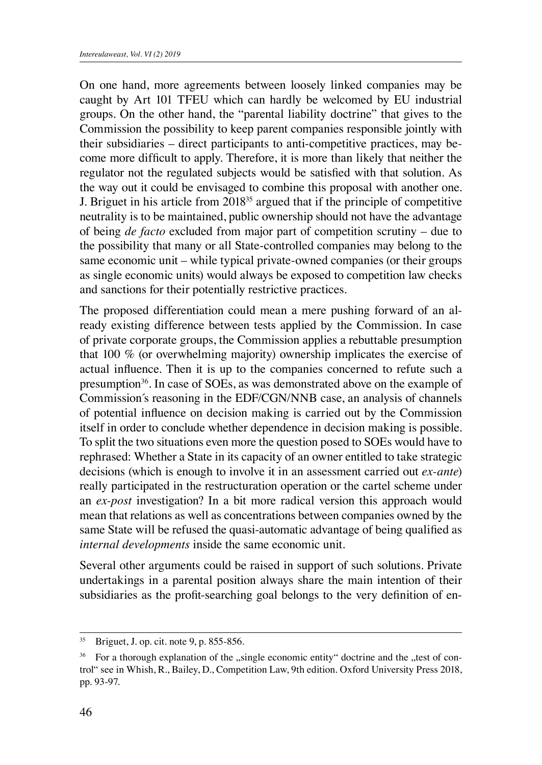On one hand, more agreements between loosely linked companies may be caught by Art 101 TFEU which can hardly be welcomed by EU industrial groups. On the other hand, the "parental liability doctrine" that gives to the Commission the possibility to keep parent companies responsible jointly with their subsidiaries – direct participants to anti-competitive practices, may become more difficult to apply. Therefore, it is more than likely that neither the regulator not the regulated subjects would be satisfied with that solution. As the way out it could be envisaged to combine this proposal with another one. J. Briguet in his article from 2018[35] argued that if the principle of competitive neutrality is to be maintained, public ownership should not have the advantage of being *de facto* excluded from major part of competition scrutiny – due to the possibility that many or all State-controlled companies may belong to the same economic unit – while typical private-owned companies (or their groups as single economic units) would always be exposed to competition law checks and sanctions for their potentially restrictive practices.

The proposed differentiation could mean a mere pushing forward of an already existing difference between tests applied by the Commission. In case of private corporate groups, the Commission applies a rebuttable presumption that 100 % (or overwhelming majority) ownership implicates the exercise of actual influence. Then it is up to the companies concerned to refute such a presumption[36]. In case of SOEs, as was demonstrated above on the example of Commission´s reasoning in the EDF/CGN/NNB case, an analysis of channels of potential influence on decision making is carried out by the Commission itself in order to conclude whether dependence in decision making is possible. To split the two situations even more the question posed to SOEs would have to rephrased: Whether a State in its capacity of an owner entitled to take strategic decisions (which is enough to involve it in an assessment carried out *ex-ante*) really participated in the restructuration operation or the cartel scheme under an *ex-post* investigation? In a bit more radical version this approach would mean that relations as well as concentrations between companies owned by the same State will be refused the quasi-automatic advantage of being qualified as *internal developments* inside the same economic unit.

Several other arguments could be raised in support of such solutions. Private undertakings in a parental position always share the main intention of their subsidiaries as the profit-searching goal belongs to the very definition of en-

---

[35] Briguet, J. op. cit. note 9, p. 855-856.

[36] For a thorough explanation of the „single economic entity" doctrine and the „test of control" see in Whish, R., Bailey, D., Competition Law, 9th edition. Oxford University Press 2018, pp. 93-97.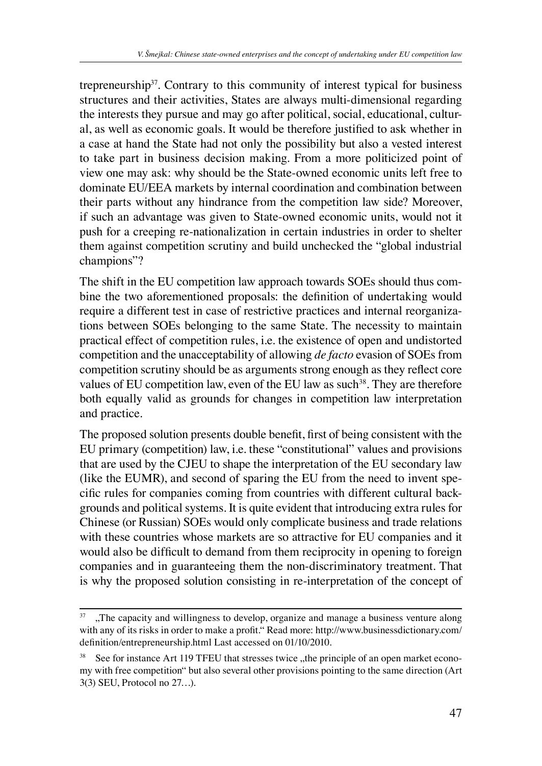trepreneurship[37]. Contrary to this community of interest typical for business structures and their activities, States are always multi-dimensional regarding the interests they pursue and may go after political, social, educational, cultural, as well as economic goals. It would be therefore justified to ask whether in a case at hand the State had not only the possibility but also a vested interest to take part in business decision making. From a more politicized point of view one may ask: why should be the State-owned economic units left free to dominate EU/EEA markets by internal coordination and combination between their parts without any hindrance from the competition law side? Moreover, if such an advantage was given to State-owned economic units, would not it push for a creeping re-nationalization in certain industries in order to shelter them against competition scrutiny and build unchecked the "global industrial champions"?

The shift in the EU competition law approach towards SOEs should thus combine the two aforementioned proposals: the definition of undertaking would require a different test in case of restrictive practices and internal reorganizations between SOEs belonging to the same State. The necessity to maintain practical effect of competition rules, i.e. the existence of open and undistorted competition and the unacceptability of allowing *de facto* evasion of SOEs from competition scrutiny should be as arguments strong enough as they reflect core values of EU competition law, even of the EU law as such[38]. They are therefore both equally valid as grounds for changes in competition law interpretation and practice.

The proposed solution presents double benefit, first of being consistent with the EU primary (competition) law, i.e. these "constitutional" values and provisions that are used by the CJEU to shape the interpretation of the EU secondary law (like the EUMR), and second of sparing the EU from the need to invent specific rules for companies coming from countries with different cultural backgrounds and political systems. It is quite evident that introducing extra rules for Chinese (or Russian) SOEs would only complicate business and trade relations with these countries whose markets are so attractive for EU companies and it would also be difficult to demand from them reciprocity in opening to foreign companies and in guaranteeing them the non-discriminatory treatment. That is why the proposed solution consisting in re-interpretation of the concept of

---

[37] „The capacity and willingness to develop, organize and manage a business venture along with any of its risks in order to make a profit." Read more: http://www.businessdictionary.com/definition/entrepreneurship.html Last accessed on 01/10/2010.

[38] See for instance Art 119 TFEU that stresses twice „the principle of an open market economy with free competition" but also several other provisions pointing to the same direction (Art 3(3) SEU, Protocol no 27…).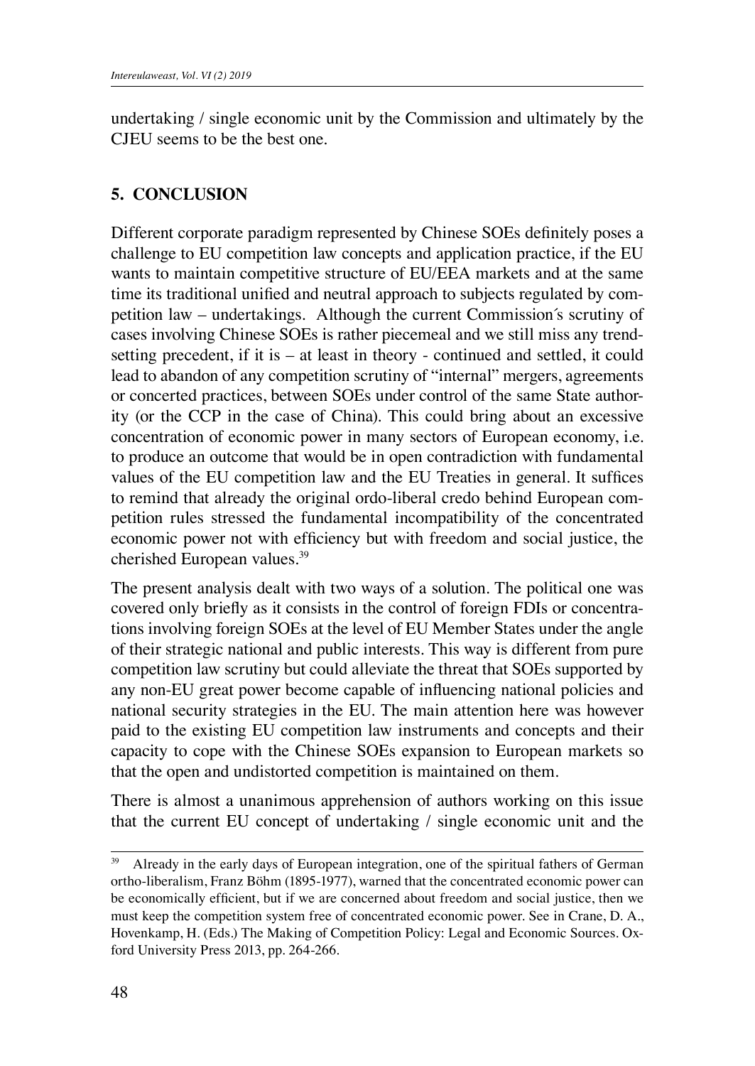undertaking / single economic unit by the Commission and ultimately by the CJEU seems to be the best one.

## 5. CONCLUSION

Different corporate paradigm represented by Chinese SOEs definitely poses a challenge to EU competition law concepts and application practice, if the EU wants to maintain competitive structure of EU/EEA markets and at the same time its traditional unified and neutral approach to subjects regulated by competition law – undertakings. Although the current Commission´s scrutiny of cases involving Chinese SOEs is rather piecemeal and we still miss any trend-setting precedent, if it is – at least in theory - continued and settled, it could lead to abandon of any competition scrutiny of "internal" mergers, agreements or concerted practices, between SOEs under control of the same State authority (or the CCP in the case of China). This could bring about an excessive concentration of economic power in many sectors of European economy, i.e. to produce an outcome that would be in open contradiction with fundamental values of the EU competition law and the EU Treaties in general. It suffices to remind that already the original ordo-liberal credo behind European competition rules stressed the fundamental incompatibility of the concentrated economic power not with efficiency but with freedom and social justice, the cherished European values.[39]

The present analysis dealt with two ways of a solution. The political one was covered only briefly as it consists in the control of foreign FDIs or concentrations involving foreign SOEs at the level of EU Member States under the angle of their strategic national and public interests. This way is different from pure competition law scrutiny but could alleviate the threat that SOEs supported by any non-EU great power become capable of influencing national policies and national security strategies in the EU. The main attention here was however paid to the existing EU competition law instruments and concepts and their capacity to cope with the Chinese SOEs expansion to European markets so that the open and undistorted competition is maintained on them.

There is almost a unanimous apprehension of authors working on this issue that the current EU concept of undertaking / single economic unit and the

---

[39] Already in the early days of European integration, one of the spiritual fathers of German ortho-liberalism, Franz Böhm (1895-1977), warned that the concentrated economic power can be economically efficient, but if we are concerned about freedom and social justice, then we must keep the competition system free of concentrated economic power. See in Crane, D. A., Hovenkamp, H. (Eds.) The Making of Competition Policy: Legal and Economic Sources. Oxford University Press 2013, pp. 264-266.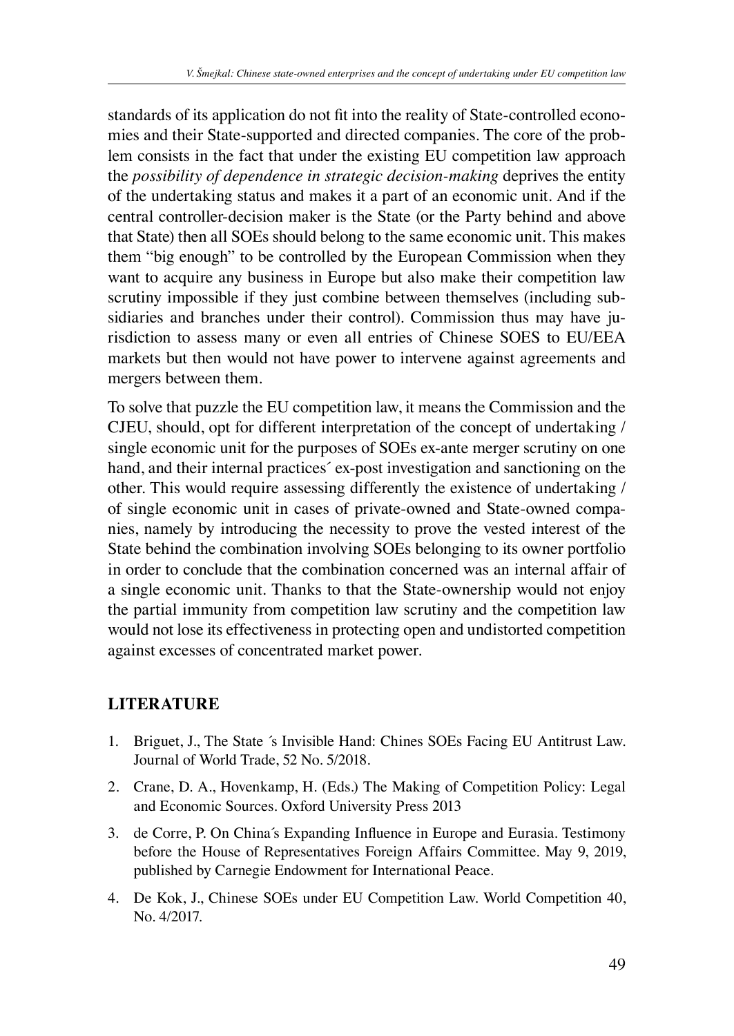standards of its application do not fit into the reality of State-controlled economies and their State-supported and directed companies. The core of the problem consists in the fact that under the existing EU competition law approach the *possibility of dependence in strategic decision-making* deprives the entity of the undertaking status and makes it a part of an economic unit. And if the central controller-decision maker is the State (or the Party behind and above that State) then all SOEs should belong to the same economic unit. This makes them "big enough" to be controlled by the European Commission when they want to acquire any business in Europe but also make their competition law scrutiny impossible if they just combine between themselves (including subsidiaries and branches under their control). Commission thus may have jurisdiction to assess many or even all entries of Chinese SOES to EU/EEA markets but then would not have power to intervene against agreements and mergers between them.

To solve that puzzle the EU competition law, it means the Commission and the CJEU, should, opt for different interpretation of the concept of undertaking / single economic unit for the purposes of SOEs ex-ante merger scrutiny on one hand, and their internal practices´ ex-post investigation and sanctioning on the other. This would require assessing differently the existence of undertaking / of single economic unit in cases of private-owned and State-owned companies, namely by introducing the necessity to prove the vested interest of the State behind the combination involving SOEs belonging to its owner portfolio in order to conclude that the combination concerned was an internal affair of a single economic unit. Thanks to that the State-ownership would not enjoy the partial immunity from competition law scrutiny and the competition law would not lose its effectiveness in protecting open and undistorted competition against excesses of concentrated market power.

## LITERATURE

1. Briguet, J., The State ´s Invisible Hand: Chines SOEs Facing EU Antitrust Law. Journal of World Trade, 52 No. 5/2018.
2. Crane, D. A., Hovenkamp, H. (Eds.) The Making of Competition Policy: Legal and Economic Sources. Oxford University Press 2013
3. de Corre, P. On China´s Expanding Influence in Europe and Eurasia. Testimony before the House of Representatives Foreign Affairs Committee. May 9, 2019, published by Carnegie Endowment for International Peace.
4. De Kok, J., Chinese SOEs under EU Competition Law. World Competition 40, No. 4/2017.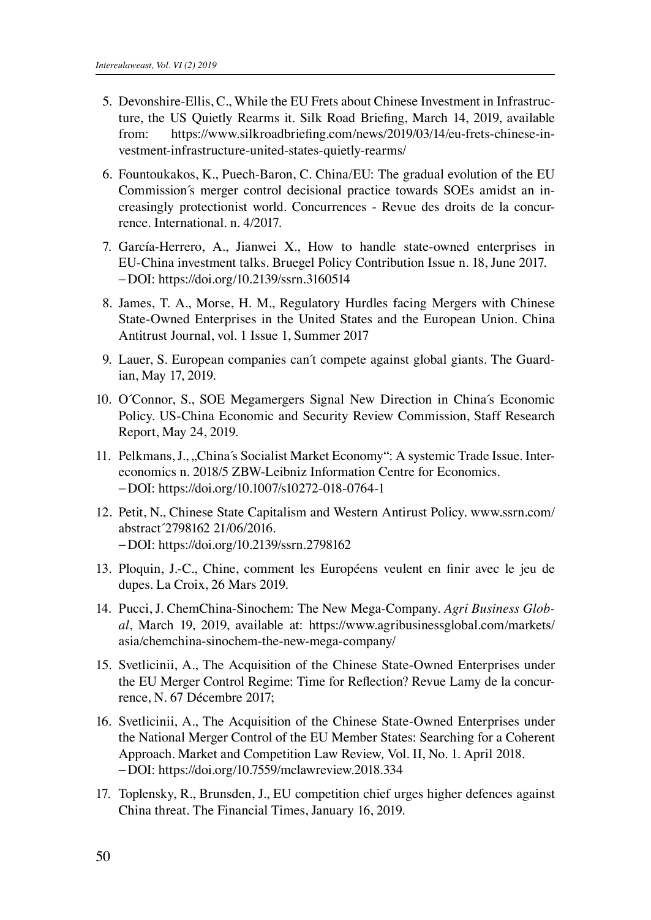5. Devonshire-Ellis, C., While the EU Frets about Chinese Investment in Infrastructure, the US Quietly Rearms it. Silk Road Briefing, March 14, 2019, available from: https://www.silkroadbriefing.com/news/2019/03/14/eu-frets-chinese-investment-infrastructure-united-states-quietly-rearms/

6. Fountoukakos, K., Puech-Baron, C. China/EU: The gradual evolution of the EU Commission´s merger control decisional practice towards SOEs amidst an increasingly protectionist world. Concurrences - Revue des droits de la concurrence. International. n. 4/2017.

7. García-Herrero, A., Jianwei X., How to handle state-owned enterprises in EU-China investment talks. Bruegel Policy Contribution Issue n. 18, June 2017. – DOI: https://doi.org/10.2139/ssrn.3160514

8. James, T. A., Morse, H. M., Regulatory Hurdles facing Mergers with Chinese State-Owned Enterprises in the United States and the European Union. China Antitrust Journal, vol. 1 Issue 1, Summer 2017

9. Lauer, S. European companies can´t compete against global giants. The Guardian, May 17, 2019.

10. O´Connor, S., SOE Megamergers Signal New Direction in China´s Economic Policy. US-China Economic and Security Review Commission, Staff Research Report, May 24, 2019.

11. Pelkmans, J., „China´s Socialist Market Economy": A systemic Trade Issue. Intereconomics n. 2018/5 ZBW-Leibniz Information Centre for Economics. – DOI: https://doi.org/10.1007/s10272-018-0764-1

12. Petit, N., Chinese State Capitalism and Western Antirust Policy. www.ssrn.com/abstract´2798162 21/06/2016. – DOI: https://doi.org/10.2139/ssrn.2798162

13. Ploquin, J.-C., Chine, comment les Européens veulent en finir avec le jeu de dupes. La Croix, 26 Mars 2019.

14. Pucci, J. ChemChina-Sinochem: The New Mega-Company. *Agri Business Global*, March 19, 2019, available at: https://www.agribusinessglobal.com/markets/asia/chemchina-sinochem-the-new-mega-company/

15. Svetlicinii, A., The Acquisition of the Chinese State-Owned Enterprises under the EU Merger Control Regime: Time for Reflection? Revue Lamy de la concurrence, N. 67 Décembre 2017;

16. Svetlicinii, A., The Acquisition of the Chinese State-Owned Enterprises under the National Merger Control of the EU Member States: Searching for a Coherent Approach. Market and Competition Law Review, Vol. II, No. 1. April 2018. – DOI: https://doi.org/10.7559/mclawreview.2018.334

17. Toplensky, R., Brunsden, J., EU competition chief urges higher defences against China threat. The Financial Times, January 16, 2019.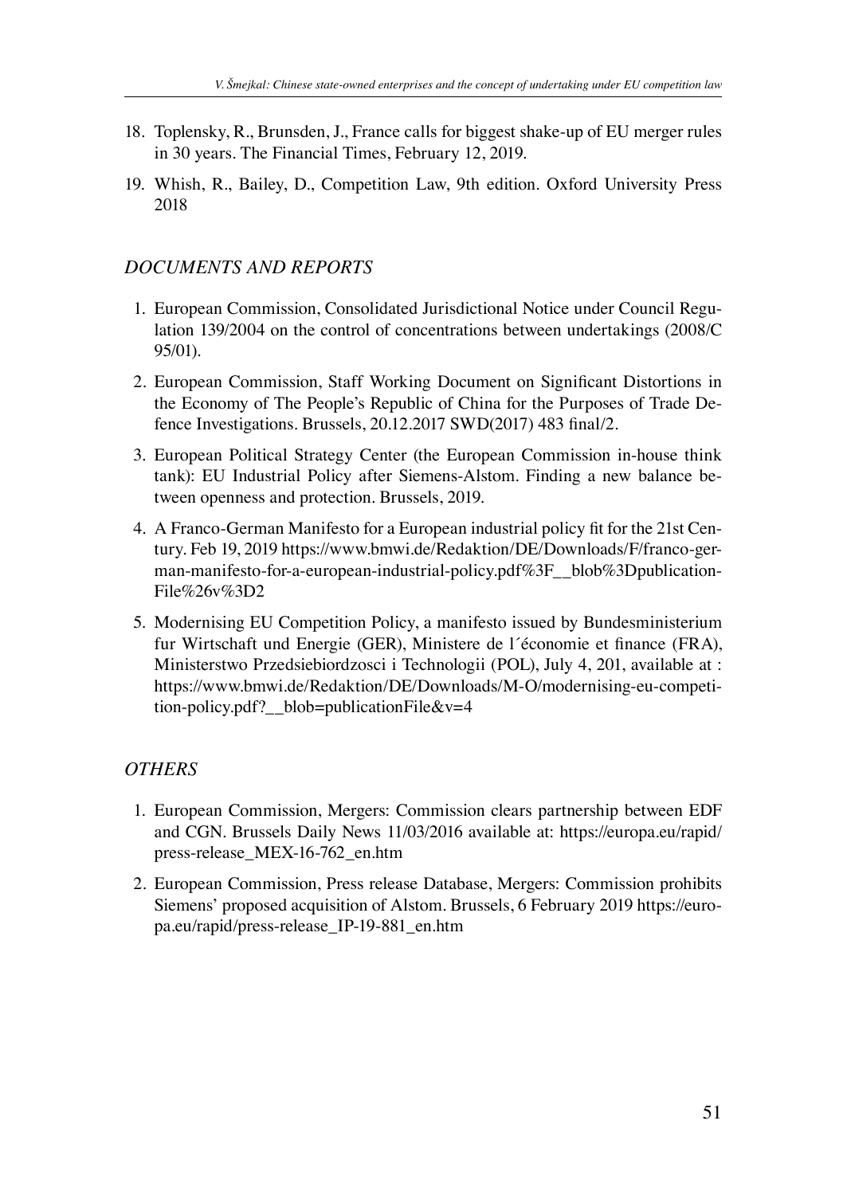18. Toplensky, R., Brunsden, J., France calls for biggest shake-up of EU merger rules in 30 years. The Financial Times, February 12, 2019.
19. Whish, R., Bailey, D., Competition Law, 9th edition. Oxford University Press 2018

## *DOCUMENTS AND REPORTS*

1. European Commission, Consolidated Jurisdictional Notice under Council Regulation 139/2004 on the control of concentrations between undertakings (2008/C 95/01).
2. European Commission, Staff Working Document on Significant Distortions in the Economy of The People's Republic of China for the Purposes of Trade Defence Investigations. Brussels, 20.12.2017 SWD(2017) 483 final/2.
3. European Political Strategy Center (the European Commission in-house think tank): EU Industrial Policy after Siemens-Alstom. Finding a new balance between openness and protection. Brussels, 2019.
4. A Franco-German Manifesto for a European industrial policy fit for the 21st Century. Feb 19, 2019 https://www.bmwi.de/Redaktion/DE/Downloads/F/franco-german-manifesto-for-a-european-industrial-policy.pdf%3F__blob%3DpublicationFile%26v%3D2
5. Modernising EU Competition Policy, a manifesto issued by Bundesministerium fur Wirtschaft und Energie (GER), Ministere de l´économie et finance (FRA), Ministerstwo Przedsiebiordzosci i Technologii (POL), July 4, 201, available at : https://www.bmwi.de/Redaktion/DE/Downloads/M-O/modernising-eu-competition-policy.pdf?__blob=publicationFile&v=4

## *OTHERS*

1. European Commission, Mergers: Commission clears partnership between EDF and CGN. Brussels Daily News 11/03/2016 available at: https://europa.eu/rapid/press-release_MEX-16-762_en.htm
2. European Commission, Press release Database, Mergers: Commission prohibits Siemens' proposed acquisition of Alstom. Brussels, 6 February 2019 https://europa.eu/rapid/press-release_IP-19-881_en.htm